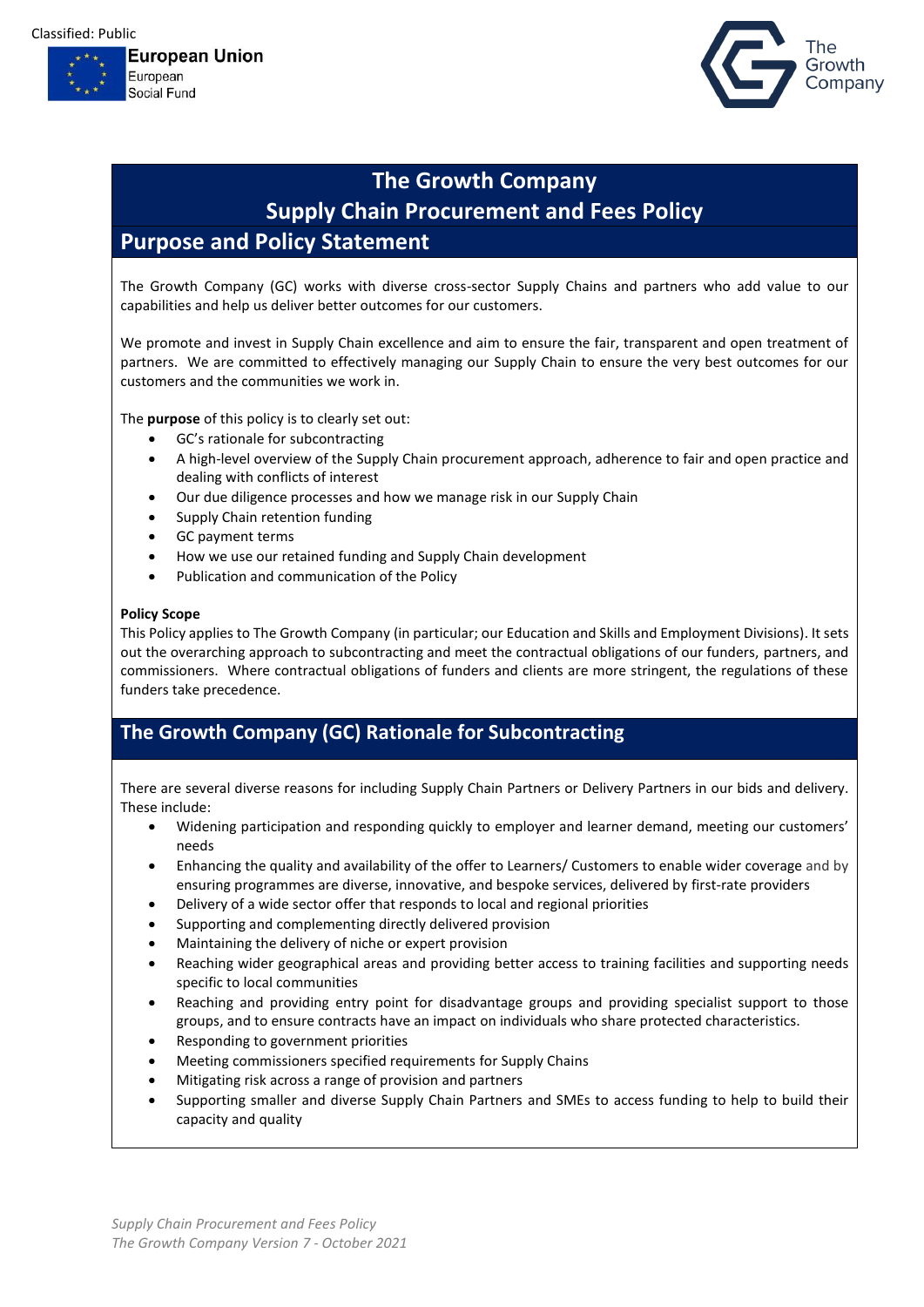Classified: Public

European Union
European
Social Fund

The Growth Company

# The Growth Company
# Supply Chain Procurement and Fees Policy

## Purpose and Policy Statement

The Growth Company (GC) works with diverse cross-sector Supply Chains and partners who add value to our capabilities and help us deliver better outcomes for our customers.

We promote and invest in Supply Chain excellence and aim to ensure the fair, transparent and open treatment of partners. We are committed to effectively managing our Supply Chain to ensure the very best outcomes for our customers and the communities we work in.

The **purpose** of this policy is to clearly set out:

- GC's rationale for subcontracting
- A high-level overview of the Supply Chain procurement approach, adherence to fair and open practice and dealing with conflicts of interest
- Our due diligence processes and how we manage risk in our Supply Chain
- Supply Chain retention funding
- GC payment terms
- How we use our retained funding and Supply Chain development
- Publication and communication of the Policy

**Policy Scope**
This Policy applies to The Growth Company (in particular; our Education and Skills and Employment Divisions). It sets out the overarching approach to subcontracting and meet the contractual obligations of our funders, partners, and commissioners. Where contractual obligations of funders and clients are more stringent, the regulations of these funders take precedence.

## The Growth Company (GC) Rationale for Subcontracting

There are several diverse reasons for including Supply Chain Partners or Delivery Partners in our bids and delivery. These include:

- Widening participation and responding quickly to employer and learner demand, meeting our customers' needs
- Enhancing the quality and availability of the offer to Learners/ Customers to enable wider coverage and by ensuring programmes are diverse, innovative, and bespoke services, delivered by first-rate providers
- Delivery of a wide sector offer that responds to local and regional priorities
- Supporting and complementing directly delivered provision
- Maintaining the delivery of niche or expert provision
- Reaching wider geographical areas and providing better access to training facilities and supporting needs specific to local communities
- Reaching and providing entry point for disadvantage groups and providing specialist support to those groups, and to ensure contracts have an impact on individuals who share protected characteristics.
- Responding to government priorities
- Meeting commissioners specified requirements for Supply Chains
- Mitigating risk across a range of provision and partners
- Supporting smaller and diverse Supply Chain Partners and SMEs to access funding to help to build their capacity and quality

*Supply Chain Procurement and Fees Policy*
*The Growth Company Version 7 - October 2021*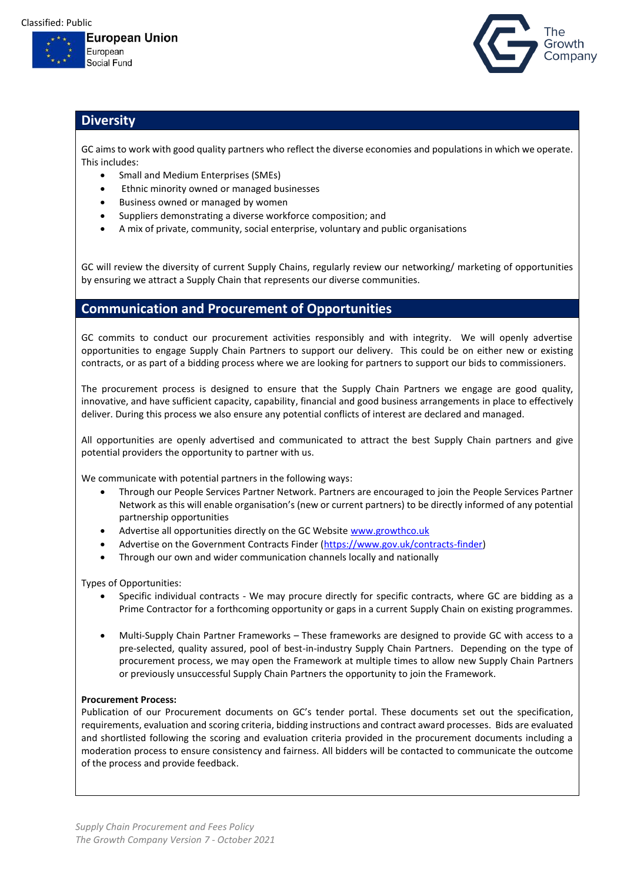## Diversity

GC aims to work with good quality partners who reflect the diverse economies and populations in which we operate. This includes:

- Small and Medium Enterprises (SMEs)
- Ethnic minority owned or managed businesses
- Business owned or managed by women
- Suppliers demonstrating a diverse workforce composition; and
- A mix of private, community, social enterprise, voluntary and public organisations

GC will review the diversity of current Supply Chains, regularly review our networking/ marketing of opportunities by ensuring we attract a Supply Chain that represents our diverse communities.

## Communication and Procurement of Opportunities

GC commits to conduct our procurement activities responsibly and with integrity. We will openly advertise opportunities to engage Supply Chain Partners to support our delivery. This could be on either new or existing contracts, or as part of a bidding process where we are looking for partners to support our bids to commissioners.

The procurement process is designed to ensure that the Supply Chain Partners we engage are good quality, innovative, and have sufficient capacity, capability, financial and good business arrangements in place to effectively deliver. During this process we also ensure any potential conflicts of interest are declared and managed.

All opportunities are openly advertised and communicated to attract the best Supply Chain partners and give potential providers the opportunity to partner with us.

We communicate with potential partners in the following ways:

- Through our People Services Partner Network. Partners are encouraged to join the People Services Partner Network as this will enable organisation's (new or current partners) to be directly informed of any potential partnership opportunities
- Advertise all opportunities directly on the GC Website www.growthco.uk
- Advertise on the Government Contracts Finder (https://www.gov.uk/contracts-finder)
- Through our own and wider communication channels locally and nationally

Types of Opportunities:

- Specific individual contracts - We may procure directly for specific contracts, where GC are bidding as a Prime Contractor for a forthcoming opportunity or gaps in a current Supply Chain on existing programmes.
- Multi-Supply Chain Partner Frameworks – These frameworks are designed to provide GC with access to a pre-selected, quality assured, pool of best-in-industry Supply Chain Partners. Depending on the type of procurement process, we may open the Framework at multiple times to allow new Supply Chain Partners or previously unsuccessful Supply Chain Partners the opportunity to join the Framework.

**Procurement Process:**
Publication of our Procurement documents on GC's tender portal. These documents set out the specification, requirements, evaluation and scoring criteria, bidding instructions and contract award processes. Bids are evaluated and shortlisted following the scoring and evaluation criteria provided in the procurement documents including a moderation process to ensure consistency and fairness. All bidders will be contacted to communicate the outcome of the process and provide feedback.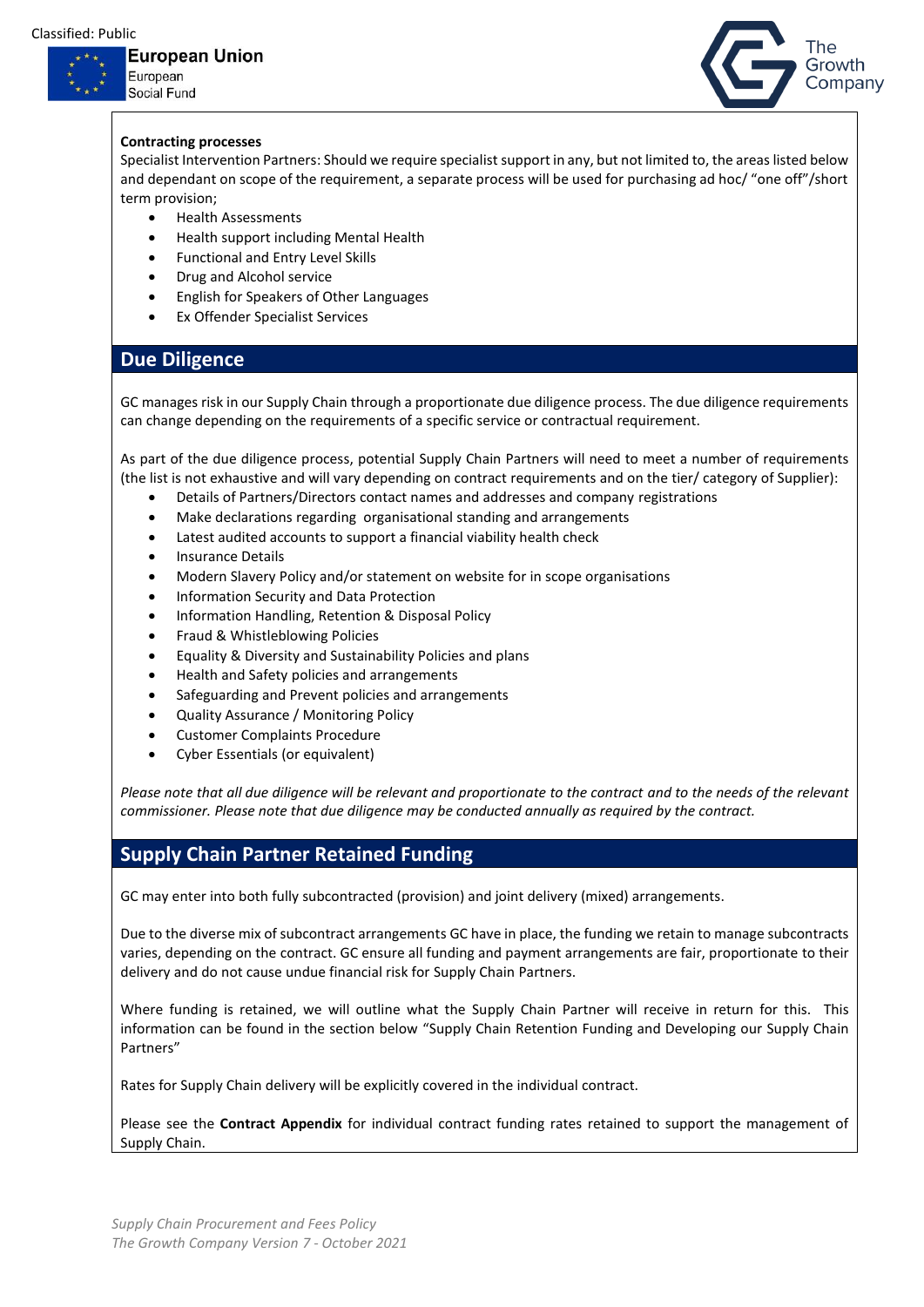**Contracting processes**

Specialist Intervention Partners: Should we require specialist support in any, but not limited to, the areas listed below and dependant on scope of the requirement, a separate process will be used for purchasing ad hoc/ "one off"/short term provision;

- Health Assessments
- Health support including Mental Health
- Functional and Entry Level Skills
- Drug and Alcohol service
- English for Speakers of Other Languages
- Ex Offender Specialist Services

## Due Diligence

GC manages risk in our Supply Chain through a proportionate due diligence process. The due diligence requirements can change depending on the requirements of a specific service or contractual requirement.

As part of the due diligence process, potential Supply Chain Partners will need to meet a number of requirements (the list is not exhaustive and will vary depending on contract requirements and on the tier/ category of Supplier):

- Details of Partners/Directors contact names and addresses and company registrations
- Make declarations regarding organisational standing and arrangements
- Latest audited accounts to support a financial viability health check
- Insurance Details
- Modern Slavery Policy and/or statement on website for in scope organisations
- Information Security and Data Protection
- Information Handling, Retention & Disposal Policy
- Fraud & Whistleblowing Policies
- Equality & Diversity and Sustainability Policies and plans
- Health and Safety policies and arrangements
- Safeguarding and Prevent policies and arrangements
- Quality Assurance / Monitoring Policy
- Customer Complaints Procedure
- Cyber Essentials (or equivalent)

*Please note that all due diligence will be relevant and proportionate to the contract and to the needs of the relevant commissioner. Please note that due diligence may be conducted annually as required by the contract.*

## Supply Chain Partner Retained Funding

GC may enter into both fully subcontracted (provision) and joint delivery (mixed) arrangements.

Due to the diverse mix of subcontract arrangements GC have in place, the funding we retain to manage subcontracts varies, depending on the contract. GC ensure all funding and payment arrangements are fair, proportionate to their delivery and do not cause undue financial risk for Supply Chain Partners.

Where funding is retained, we will outline what the Supply Chain Partner will receive in return for this. This information can be found in the section below "Supply Chain Retention Funding and Developing our Supply Chain Partners"

Rates for Supply Chain delivery will be explicitly covered in the individual contract.

Please see the **Contract Appendix** for individual contract funding rates retained to support the management of Supply Chain.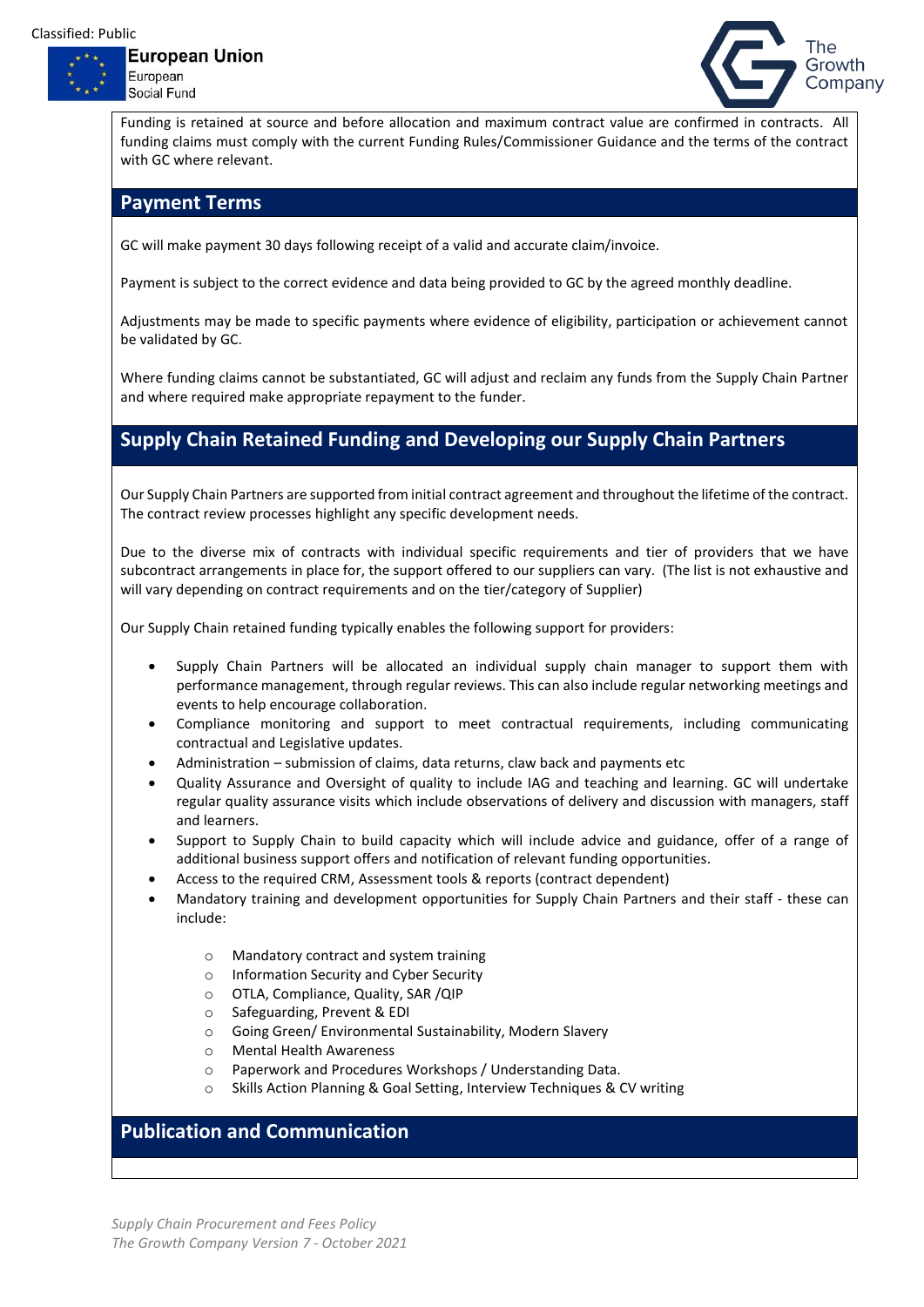Funding is retained at source and before allocation and maximum contract value are confirmed in contracts. All funding claims must comply with the current Funding Rules/Commissioner Guidance and the terms of the contract with GC where relevant.

## Payment Terms

GC will make payment 30 days following receipt of a valid and accurate claim/invoice.

Payment is subject to the correct evidence and data being provided to GC by the agreed monthly deadline.

Adjustments may be made to specific payments where evidence of eligibility, participation or achievement cannot be validated by GC.

Where funding claims cannot be substantiated, GC will adjust and reclaim any funds from the Supply Chain Partner and where required make appropriate repayment to the funder.

## Supply Chain Retained Funding and Developing our Supply Chain Partners

Our Supply Chain Partners are supported from initial contract agreement and throughout the lifetime of the contract. The contract review processes highlight any specific development needs.

Due to the diverse mix of contracts with individual specific requirements and tier of providers that we have subcontract arrangements in place for, the support offered to our suppliers can vary. (The list is not exhaustive and will vary depending on contract requirements and on the tier/category of Supplier)

Our Supply Chain retained funding typically enables the following support for providers:

- Supply Chain Partners will be allocated an individual supply chain manager to support them with performance management, through regular reviews. This can also include regular networking meetings and events to help encourage collaboration.
- Compliance monitoring and support to meet contractual requirements, including communicating contractual and Legislative updates.
- Administration – submission of claims, data returns, claw back and payments etc
- Quality Assurance and Oversight of quality to include IAG and teaching and learning. GC will undertake regular quality assurance visits which include observations of delivery and discussion with managers, staff and learners.
- Support to Supply Chain to build capacity which will include advice and guidance, offer of a range of additional business support offers and notification of relevant funding opportunities.
- Access to the required CRM, Assessment tools & reports (contract dependent)
- Mandatory training and development opportunities for Supply Chain Partners and their staff - these can include:
    - Mandatory contract and system training
    - Information Security and Cyber Security
    - OTLA, Compliance, Quality, SAR /QIP
    - Safeguarding, Prevent & EDI
    - Going Green/ Environmental Sustainability, Modern Slavery
    - Mental Health Awareness
    - Paperwork and Procedures Workshops / Understanding Data.
    - Skills Action Planning & Goal Setting, Interview Techniques & CV writing

## Publication and Communication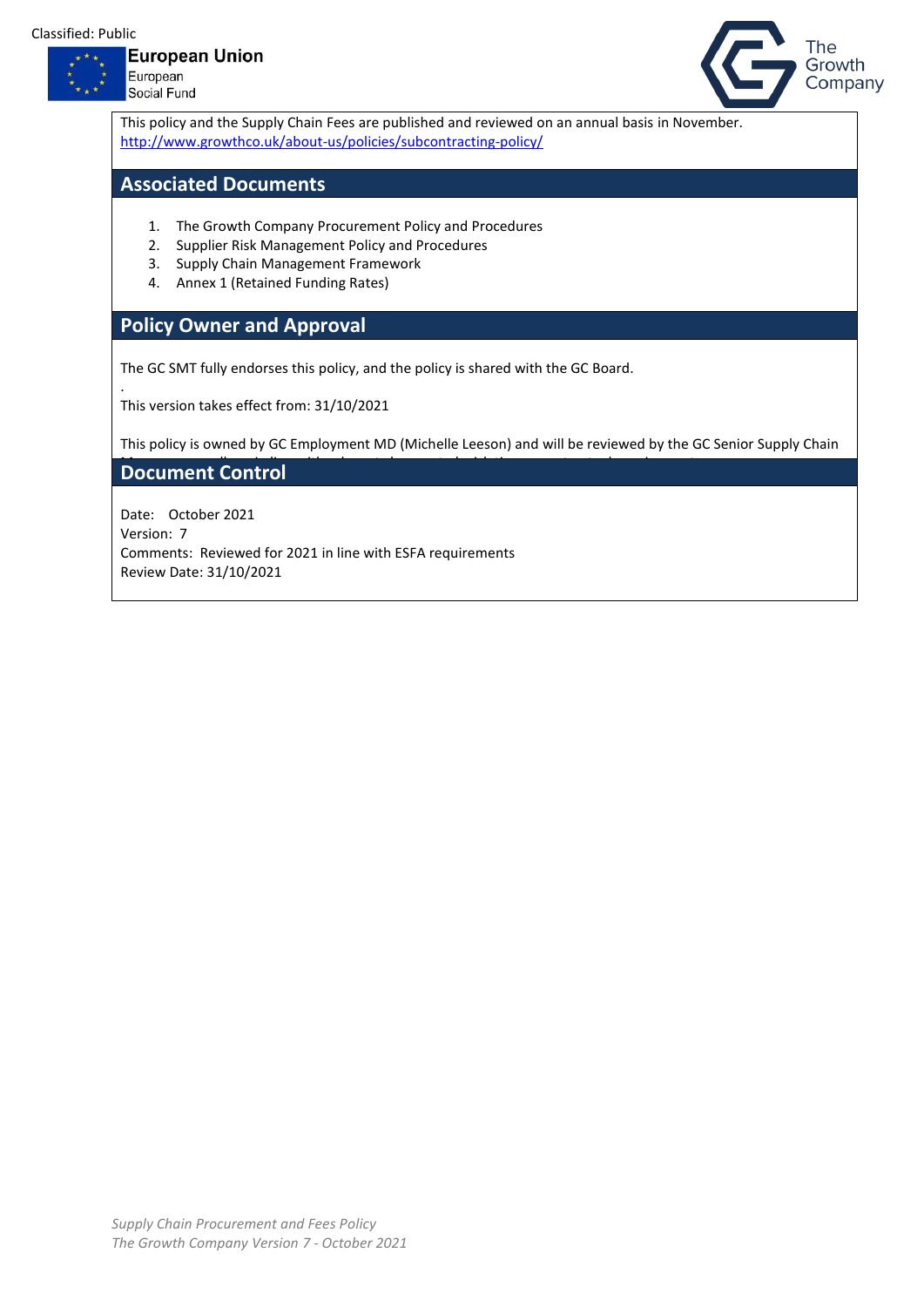This policy and the Supply Chain Fees are published and reviewed on an annual basis in November.
http://www.growthco.uk/about-us/policies/subcontracting-policy/

## Associated Documents

1. The Growth Company Procurement Policy and Procedures
2. Supplier Risk Management Policy and Procedures
3. Supply Chain Management Framework
4. Annex 1 (Retained Funding Rates)

## Policy Owner and Approval

The GC SMT fully endorses this policy, and the policy is shared with the GC Board.

.

This version takes effect from: 31/10/2021

This policy is owned by GC Employment MD (Michelle Leeson) and will be reviewed by the GC Senior Supply Chain

## Document Control

Date: October 2021
Version: 7
Comments: Reviewed for 2021 in line with ESFA requirements
Review Date: 31/10/2021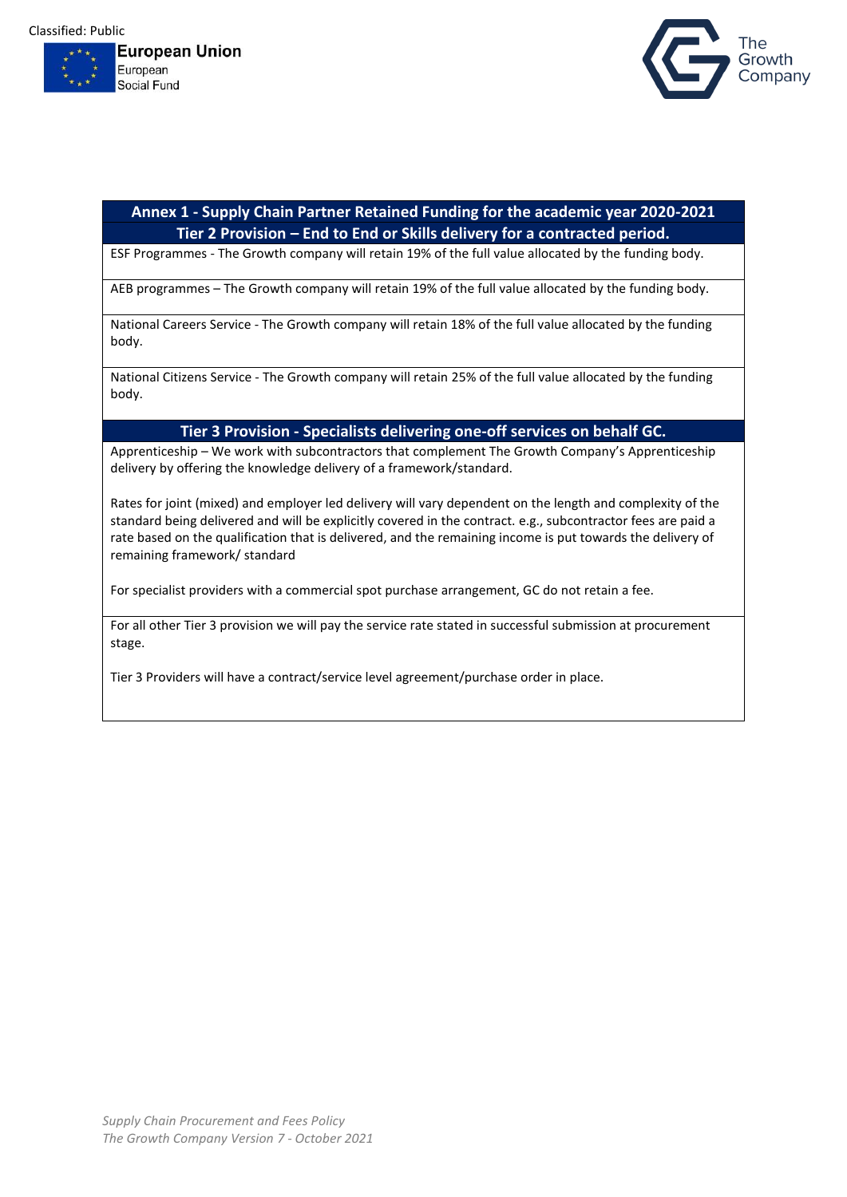Classified: Public

European Union
European Social Fund

The Growth Company

| Annex 1 - Supply Chain Partner Retained Funding for the academic year 2020-2021 |
|---|
| **Tier 2 Provision – End to End or Skills delivery for a contracted period.** |
| ESF Programmes - The Growth company will retain 19% of the full value allocated by the funding body. |
| AEB programmes – The Growth company will retain 19% of the full value allocated by the funding body. |
| National Careers Service - The Growth company will retain 18% of the full value allocated by the funding body. |
| National Citizens Service - The Growth company will retain 25% of the full value allocated by the funding body. |
| **Tier 3 Provision - Specialists delivering one-off services on behalf GC.** |
| Apprenticeship – We work with subcontractors that complement The Growth Company's Apprenticeship delivery by offering the knowledge delivery of a framework/standard.<br><br>Rates for joint (mixed) and employer led delivery will vary dependent on the length and complexity of the standard being delivered and will be explicitly covered in the contract. e.g., subcontractor fees are paid a rate based on the qualification that is delivered, and the remaining income is put towards the delivery of remaining framework/ standard<br><br>For specialist providers with a commercial spot purchase arrangement, GC do not retain a fee. |
| For all other Tier 3 provision we will pay the service rate stated in successful submission at procurement stage.<br><br>Tier 3 Providers will have a contract/service level agreement/purchase order in place. |

*Supply Chain Procurement and Fees Policy*
*The Growth Company Version 7 - October 2021*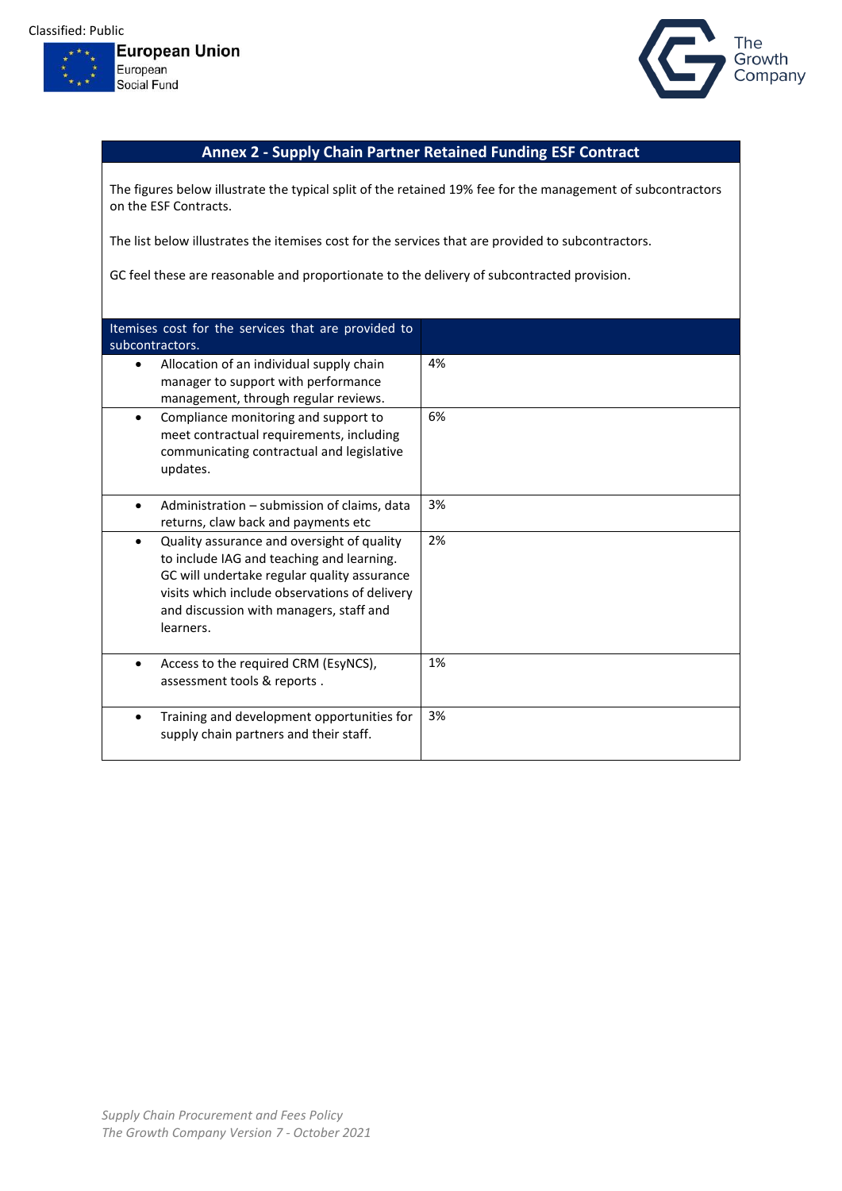Classified: Public

European Union
European
Social Fund

The Growth Company

## Annex 2 - Supply Chain Partner Retained Funding ESF Contract

The figures below illustrate the typical split of the retained 19% fee for the management of subcontractors on the ESF Contracts.

The list below illustrates the itemises cost for the services that are provided to subcontractors.

GC feel these are reasonable and proportionate to the delivery of subcontracted provision.

| Itemises cost for the services that are provided to subcontractors. | |
|---|---|
| • Allocation of an individual supply chain manager to support with performance management, through regular reviews. | 4% |
| • Compliance monitoring and support to meet contractual requirements, including communicating contractual and legislative updates. | 6% |
| • Administration – submission of claims, data returns, claw back and payments etc | 3% |
| • Quality assurance and oversight of quality to include IAG and teaching and learning. GC will undertake regular quality assurance visits which include observations of delivery and discussion with managers, staff and learners. | 2% |
| • Access to the required CRM (EsyNCS), assessment tools & reports . | 1% |
| • Training and development opportunities for supply chain partners and their staff. | 3% |

*Supply Chain Procurement and Fees Policy*
*The Growth Company Version 7 - October 2021*